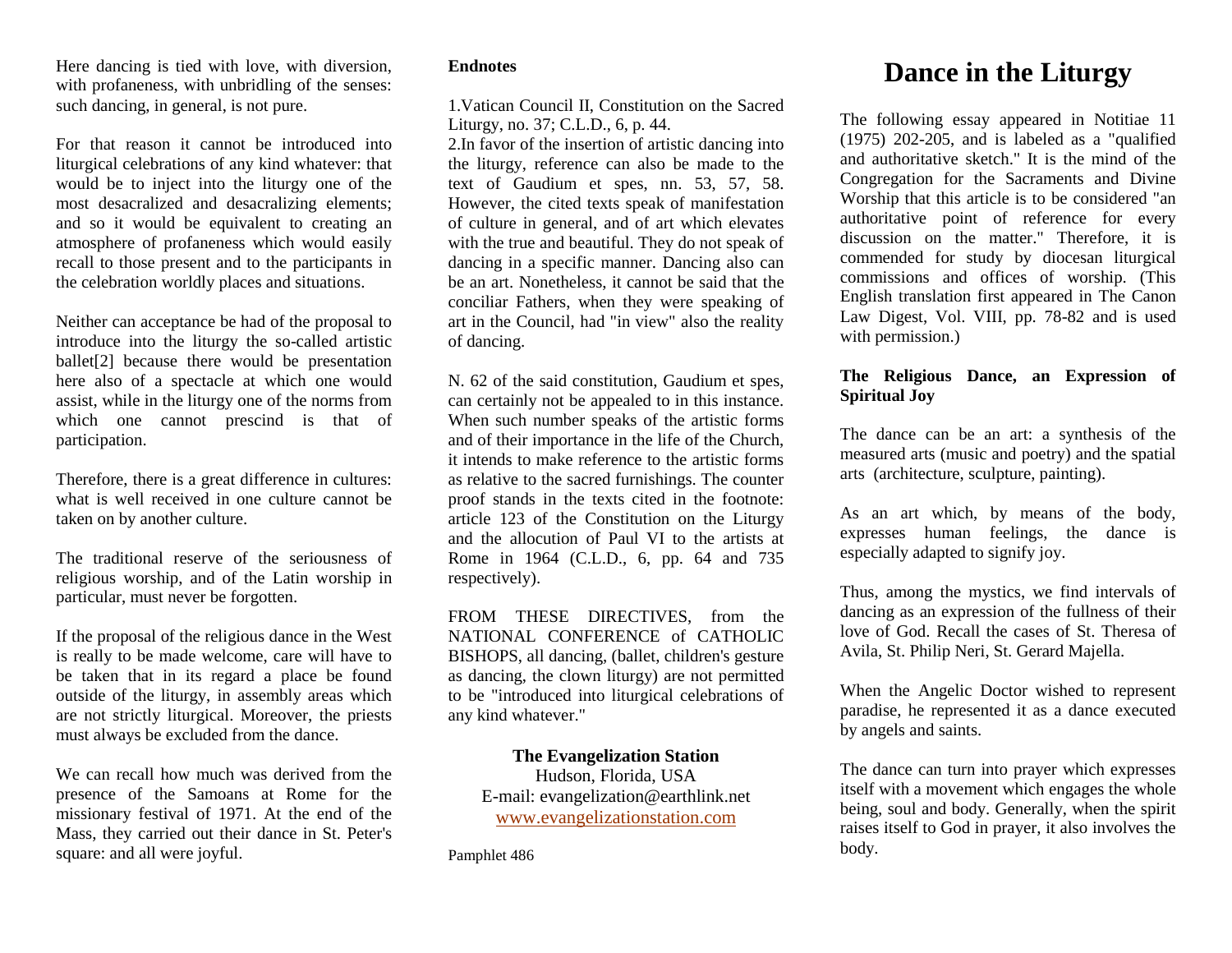# Dance in the Liturgy

The following essay appeared in Notitiae 11 (1975) 202-205, and is labeled as a "qualified and authoritative sketch." It is the mind of the Congregation for the Sacraments and Divine Worship that this article is to be considered "an authoritative point of reference for every discussion on the matter." Therefore, it is commended for study by diocesan liturgical commissions and offices of worship. (This English translation first appeared in The Canon Law Digest, Vol. VIII, pp. 78-82 and is used with permission.)

**The Religious Dance, an Expression of Spiritual Joy**

The dance can be an art: a synthesis of the measured arts (music and poetry) and the spatial arts (architecture, sculpture, painting).

As an art which, by means of the body, expresses human feelings, the dance is especially adapted to signify joy.

Thus, among the mystics, we find intervals of dancing as an expression of the fullness of their love of God. Recall the cases of St. Theresa of Avila, St. Philip Neri, St. Gerard Majella.

When the Angelic Doctor wished to represent paradise, he represented it as a dance executed by angels and saints.

The dance can turn into prayer which expresses itself with a movement which engages the whole being, soul and body. Generally, when the spirit raises itself to God in prayer, it also involves the body.

Here dancing is tied with love, with diversion, with profaneness, with unbridling of the senses: such dancing, in general, is not pure.

For that reason it cannot be introduced into liturgical celebrations of any kind whatever: that would be to inject into the liturgy one of the most desacralized and desacralizing elements; and so it would be equivalent to creating an atmosphere of profaneness which would easily recall to those present and to the participants in the celebration worldly places and situations.

Neither can acceptance be had of the proposal to introduce into the liturgy the so-called artistic ballet[2] because there would be presentation here also of a spectacle at which one would assist, while in the liturgy one of the norms from which one cannot prescind is that of participation.

Therefore, there is a great difference in cultures: what is well received in one culture cannot be taken on by another culture.

The traditional reserve of the seriousness of religious worship, and of the Latin worship in particular, must never be forgotten.

If the proposal of the religious dance in the West is really to be made welcome, care will have to be taken that in its regard a place be found outside of the liturgy, in assembly areas which are not strictly liturgical. Moreover, the priests must always be excluded from the dance.

We can recall how much was derived from the presence of the Samoans at Rome for the missionary festival of 1971. At the end of the Mass, they carried out their dance in St. Peter's square: and all were joyful.

**Endnotes**

1.Vatican Council II, Constitution on the Sacred Liturgy, no. 37; C.L.D., 6, p. 44.
2.In favor of the insertion of artistic dancing into the liturgy, reference can also be made to the text of Gaudium et spes, nn. 53, 57, 58. However, the cited texts speak of manifestation of culture in general, and of art which elevates with the true and beautiful. They do not speak of dancing in a specific manner. Dancing also can be an art. Nonetheless, it cannot be said that the conciliar Fathers, when they were speaking of art in the Council, had "in view" also the reality of dancing.

N. 62 of the said constitution, Gaudium et spes, can certainly not be appealed to in this instance. When such number speaks of the artistic forms and of their importance in the life of the Church, it intends to make reference to the artistic forms as relative to the sacred furnishings. The counter proof stands in the texts cited in the footnote: article 123 of the Constitution on the Liturgy and the allocution of Paul VI to the artists at Rome in 1964 (C.L.D., 6, pp. 64 and 735 respectively).

FROM THESE DIRECTIVES, from the NATIONAL CONFERENCE of CATHOLIC BISHOPS, all dancing, (ballet, children's gesture as dancing, the clown liturgy) are not permitted to be "introduced into liturgical celebrations of any kind whatever."

**The Evangelization Station**
Hudson, Florida, USA
E-mail: evangelization@earthlink.net
www.evangelizationstation.com

Pamphlet 486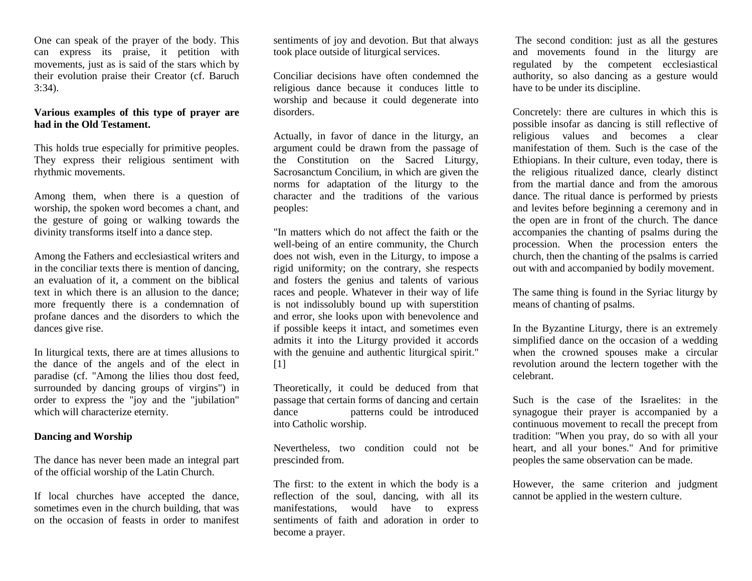One can speak of the prayer of the body. This can express its praise, it petition with movements, just as is said of the stars which by their evolution praise their Creator (cf. Baruch 3:34).

**Various examples of this type of prayer are had in the Old Testament.**

This holds true especially for primitive peoples. They express their religious sentiment with rhythmic movements.

Among them, when there is a question of worship, the spoken word becomes a chant, and the gesture of going or walking towards the divinity transforms itself into a dance step.

Among the Fathers and ecclesiastical writers and in the conciliar texts there is mention of dancing, an evaluation of it, a comment on the biblical text in which there is an allusion to the dance; more frequently there is a condemnation of profane dances and the disorders to which the dances give rise.

In liturgical texts, there are at times allusions to the dance of the angels and of the elect in paradise (cf. "Among the lilies thou dost feed, surrounded by dancing groups of virgins") in order to express the "joy and the "jubilation" which will characterize eternity.

**Dancing and Worship**

The dance has never been made an integral part of the official worship of the Latin Church.

If local churches have accepted the dance, sometimes even in the church building, that was on the occasion of feasts in order to manifest sentiments of joy and devotion. But that always took place outside of liturgical services.

Conciliar decisions have often condemned the religious dance because it conduces little to worship and because it could degenerate into disorders.

Actually, in favor of dance in the liturgy, an argument could be drawn from the passage of the Constitution on the Sacred Liturgy, Sacrosanctum Concilium, in which are given the norms for adaptation of the liturgy to the character and the traditions of the various peoples:

"In matters which do not affect the faith or the well-being of an entire community, the Church does not wish, even in the Liturgy, to impose a rigid uniformity; on the contrary, she respects and fosters the genius and talents of various races and people. Whatever in their way of life is not indissolubly bound up with superstition and error, she looks upon with benevolence and if possible keeps it intact, and sometimes even admits it into the Liturgy provided it accords with the genuine and authentic liturgical spirit." [1]

Theoretically, it could be deduced from that passage that certain forms of dancing and certain dance patterns could be introduced into Catholic worship.

Nevertheless, two condition could not be prescinded from.

The first: to the extent in which the body is a reflection of the soul, dancing, with all its manifestations, would have to express sentiments of faith and adoration in order to become a prayer.

The second condition: just as all the gestures and movements found in the liturgy are regulated by the competent ecclesiastical authority, so also dancing as a gesture would have to be under its discipline.

Concretely: there are cultures in which this is possible insofar as dancing is still reflective of religious values and becomes a clear manifestation of them. Such is the case of the Ethiopians. In their culture, even today, there is the religious ritualized dance, clearly distinct from the martial dance and from the amorous dance. The ritual dance is performed by priests and levites before beginning a ceremony and in the open are in front of the church. The dance accompanies the chanting of psalms during the procession. When the procession enters the church, then the chanting of the psalms is carried out with and accompanied by bodily movement.

The same thing is found in the Syriac liturgy by means of chanting of psalms.

In the Byzantine Liturgy, there is an extremely simplified dance on the occasion of a wedding when the crowned spouses make a circular revolution around the lectern together with the celebrant.

Such is the case of the Israelites: in the synagogue their prayer is accompanied by a continuous movement to recall the precept from tradition: "When you pray, do so with all your heart, and all your bones." And for primitive peoples the same observation can be made.

However, the same criterion and judgment cannot be applied in the western culture.